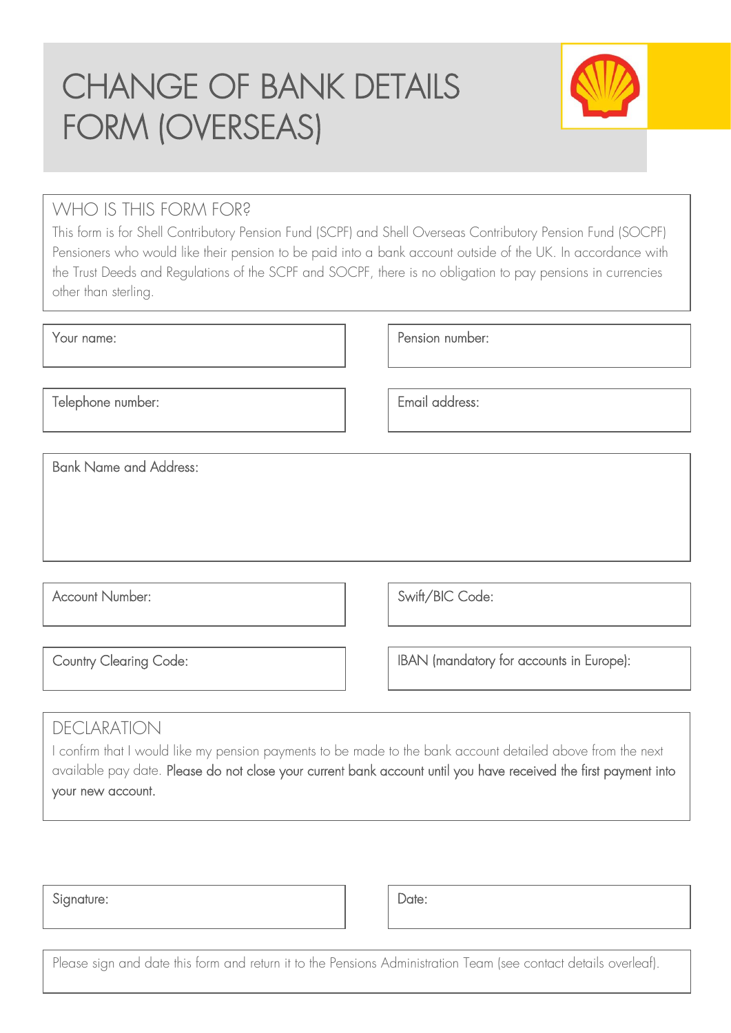# CHANGE OF BANK DETAILS FORM (OVERSEAS)

## WHO IS THIS FORM FOR?

This form is for Shell Contributory Pension Fund (SCPF) and Shell Overseas Contributory Pension Fund (SOCPF) Pensioners who would like their pension to be paid into a bank account outside of the UK. In accordance with the Trust Deeds and Regulations of the SCPF and SOCPF, there is no obligation to pay pensions in currencies other than sterling.

Your name:

Pension number:

Telephone number:

Email address:

Bank Name and Address:

Account Number:

Swift/BIC Code:

Country Clearing Code:

IBAN (mandatory for accounts in Europe):

## DECLARATION

I confirm that I would like my pension payments to be made to the bank account detailed above from the next available pay date. **Please do not close your current bank account until you have received the first payment into your new account.**

Signature:

Date:

Please sign and date this form and return it to the Pensions Administration Team (see contact details overleaf).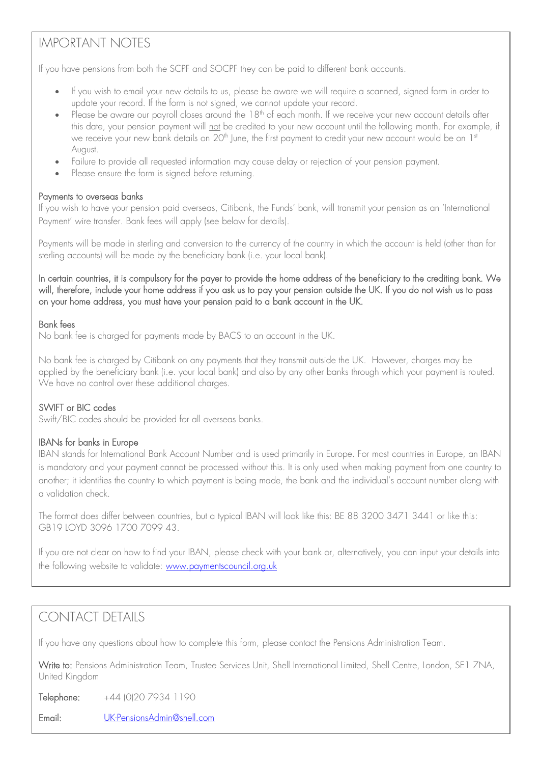## IMPORTANT NOTES

If you have pensions from both the SCPF and SOCPF they can be paid to different bank accounts.

- If you wish to email your new details to us, please be aware we will require a scanned, signed form in order to update your record. If the form is not signed, we cannot update your record.
- Please be aware our payroll closes around the 18th of each month. If we receive your new account details after this date, your pension payment will not be credited to your new account until the following month. For example, if we receive your new bank details on 20th June, the first payment to credit your new account would be on 1st August.
- Failure to provide all requested information may cause delay or rejection of your pension payment.
- Please ensure the form is signed before returning.

### Payments to overseas banks

If you wish to have your pension paid overseas, Citibank, the Funds' bank, will transmit your pension as an 'International Payment' wire transfer. Bank fees will apply (see below for details).

Payments will be made in sterling and conversion to the currency of the country in which the account is held (other than for sterling accounts) will be made by the beneficiary bank (i.e. your local bank).

In certain countries, it is compulsory for the payer to provide the home address of the beneficiary to the crediting bank. We will, therefore, include your home address if you ask us to pay your pension outside the UK. If you do not wish us to pass on your home address, you must have your pension paid to a bank account in the UK.

### Bank fees

No bank fee is charged for payments made by BACS to an account in the UK.

No bank fee is charged by Citibank on any payments that they transmit outside the UK. However, charges may be applied by the beneficiary bank (i.e. your local bank) and also by any other banks through which your payment is routed. We have no control over these additional charges.

### SWIFT or BIC codes

Swift/BIC codes should be provided for all overseas banks.

### IBANs for banks in Europe

IBAN stands for International Bank Account Number and is used primarily in Europe. For most countries in Europe, an IBAN is mandatory and your payment cannot be processed without this. It is only used when making payment from one country to another; it identifies the country to which payment is being made, the bank and the individual's account number along with a validation check.

The format does differ between countries, but a typical IBAN will look like this: BE 88 3200 3471 3441 or like this: GB19 LOYD 3096 1700 7099 43.

If you are not clear on how to find your IBAN, please check with your bank or, alternatively, you can input your details into the following website to validate: www.paymentscouncil.org.uk

## CONTACT DETAILS

If you have any questions about how to complete this form, please contact the Pensions Administration Team.

**Write to:** Pensions Administration Team, Trustee Services Unit, Shell International Limited, Shell Centre, London, SE1 7NA, United Kingdom

**Telephone:** +44 (0)20 7934 1190

**Email:** UK-PensionsAdmin@shell.com